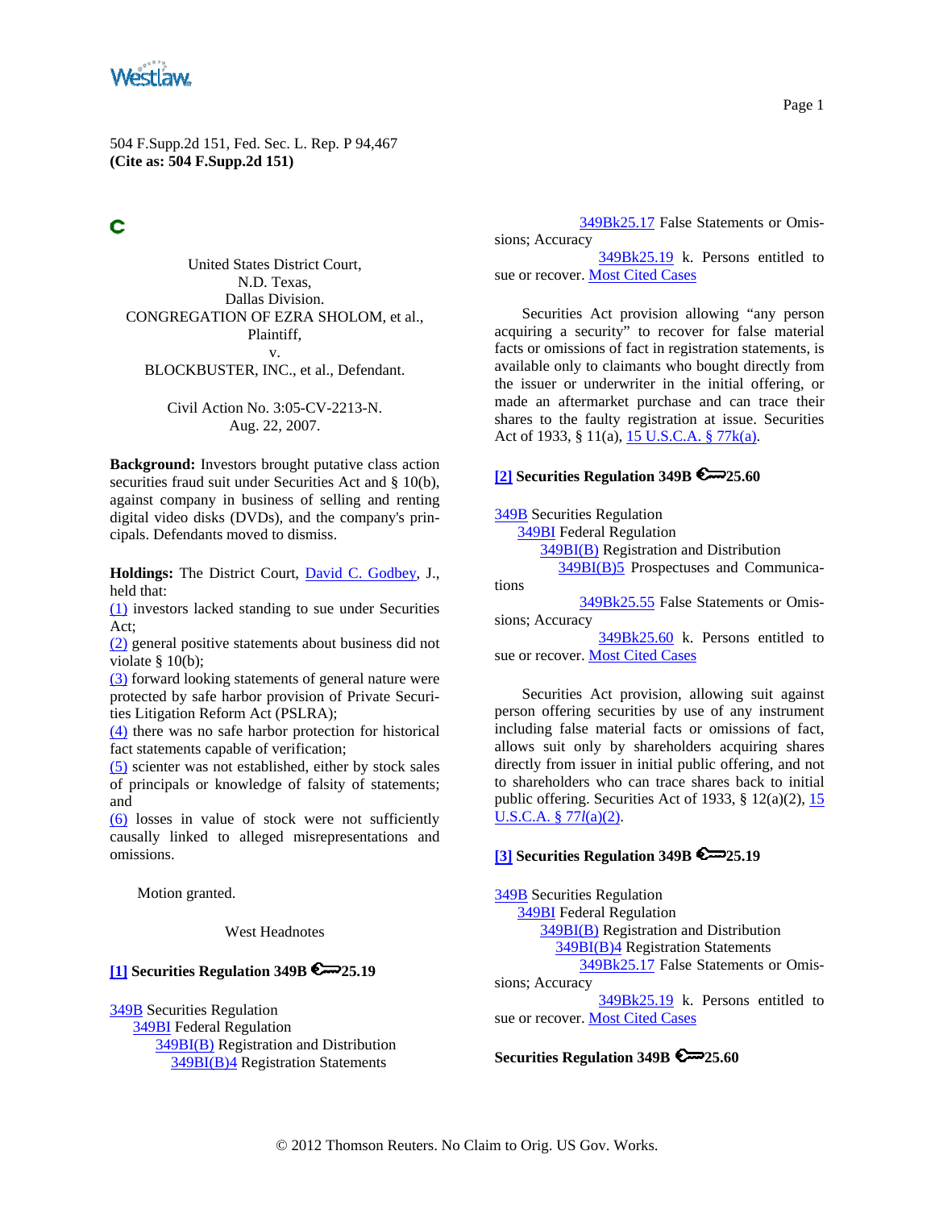504 F.Supp.2d 151, Fed. Sec. L. Rep. P 94,467
**(Cite as: 504 F.Supp.2d 151)**

United States District Court,
N.D. Texas,
Dallas Division.
CONGREGATION OF EZRA SHOLOM, et al., Plaintiff,
v.
BLOCKBUSTER, INC., et al., Defendant.

Civil Action No. 3:05-CV-2213-N.
Aug. 22, 2007.

**Background:** Investors brought putative class action securities fraud suit under Securities Act and § 10(b), against company in business of selling and renting digital video disks (DVDs), and the company's principals. Defendants moved to dismiss.

**Holdings:** The District Court, David C. Godbey, J., held that:
(1) investors lacked standing to sue under Securities Act;
(2) general positive statements about business did not violate § 10(b);
(3) forward looking statements of general nature were protected by safe harbor provision of Private Securities Litigation Reform Act (PSLRA);
(4) there was no safe harbor protection for historical fact statements capable of verification;
(5) scienter was not established, either by stock sales of principals or knowledge of falsity of statements; and
(6) losses in value of stock were not sufficiently causally linked to alleged misrepresentations and omissions.

Motion granted.

West Headnotes

**[1] Securities Regulation 349B 25.19**

349B Securities Regulation
349BI Federal Regulation
349BI(B) Registration and Distribution
349BI(B)4 Registration Statements
349Bk25.17 False Statements or Omissions; Accuracy
349Bk25.19 k. Persons entitled to sue or recover. Most Cited Cases

Securities Act provision allowing "any person acquiring a security" to recover for false material facts or omissions of fact in registration statements, is available only to claimants who bought directly from the issuer or underwriter in the initial offering, or made an aftermarket purchase and can trace their shares to the faulty registration at issue. Securities Act of 1933, § 11(a), 15 U.S.C.A. § 77k(a).

**[2] Securities Regulation 349B 25.60**

349B Securities Regulation
349BI Federal Regulation
349BI(B) Registration and Distribution
349BI(B)5 Prospectuses and Communications
349Bk25.55 False Statements or Omissions; Accuracy
349Bk25.60 k. Persons entitled to sue or recover. Most Cited Cases

Securities Act provision, allowing suit against person offering securities by use of any instrument including false material facts or omissions of fact, allows suit only by shareholders acquiring shares directly from issuer in initial public offering, and not to shareholders who can trace shares back to initial public offering. Securities Act of 1933, § 12(a)(2), 15 U.S.C.A. § 77*l*(a)(2).

**[3] Securities Regulation 349B 25.19**

349B Securities Regulation
349BI Federal Regulation
349BI(B) Registration and Distribution
349BI(B)4 Registration Statements
349Bk25.17 False Statements or Omissions; Accuracy
349Bk25.19 k. Persons entitled to sue or recover. Most Cited Cases

**Securities Regulation 349B 25.60**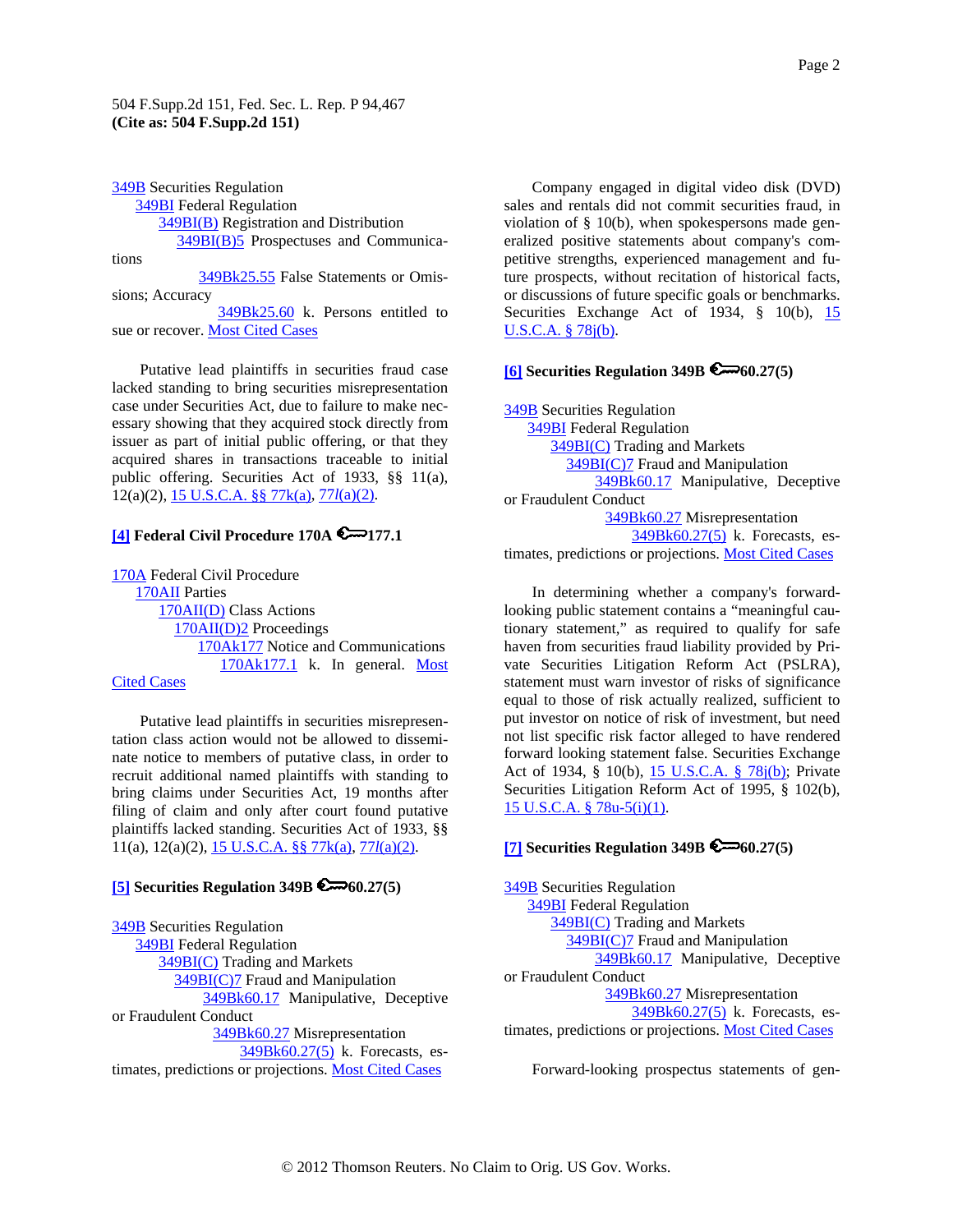504 F.Supp.2d 151, Fed. Sec. L. Rep. P 94,467
**(Cite as: 504 F.Supp.2d 151)**

349B Securities Regulation
349BI Federal Regulation
349BI(B) Registration and Distribution
349BI(B)5 Prospectuses and Communications
349Bk25.55 False Statements or Omissions; Accuracy
349Bk25.60 k. Persons entitled to sue or recover. Most Cited Cases

Putative lead plaintiffs in securities fraud case lacked standing to bring securities misrepresentation case under Securities Act, due to failure to make necessary showing that they acquired stock directly from issuer as part of initial public offering, or that they acquired shares in transactions traceable to initial public offering. Securities Act of 1933, §§ 11(a), 12(a)(2), 15 U.S.C.A. §§ 77k(a), 77*l*(a)(2).

**[4] Federal Civil Procedure 170A 177.1**

170A Federal Civil Procedure
170AII Parties
170AII(D) Class Actions
170AII(D)2 Proceedings
170Ak177 Notice and Communications
170Ak177.1 k. In general. Most Cited Cases

Putative lead plaintiffs in securities misrepresentation class action would not be allowed to disseminate notice to members of putative class, in order to recruit additional named plaintiffs with standing to bring claims under Securities Act, 19 months after filing of claim and only after court found putative plaintiffs lacked standing. Securities Act of 1933, §§ 11(a), 12(a)(2), 15 U.S.C.A. §§ 77k(a), 77*l*(a)(2).

**[5] Securities Regulation 349B 60.27(5)**

349B Securities Regulation
349BI Federal Regulation
349BI(C) Trading and Markets
349BI(C)7 Fraud and Manipulation
349Bk60.17 Manipulative, Deceptive or Fraudulent Conduct
349Bk60.27 Misrepresentation
349Bk60.27(5) k. Forecasts, estimates, predictions or projections. Most Cited Cases

Company engaged in digital video disk (DVD) sales and rentals did not commit securities fraud, in violation of § 10(b), when spokespersons made generalized positive statements about company's competitive strengths, experienced management and future prospects, without recitation of historical facts, or discussions of future specific goals or benchmarks. Securities Exchange Act of 1934, § 10(b), 15 U.S.C.A. § 78j(b).

**[6] Securities Regulation 349B 60.27(5)**

349B Securities Regulation
349BI Federal Regulation
349BI(C) Trading and Markets
349BI(C)7 Fraud and Manipulation
349Bk60.17 Manipulative, Deceptive or Fraudulent Conduct
349Bk60.27 Misrepresentation
349Bk60.27(5) k. Forecasts, estimates, predictions or projections. Most Cited Cases

In determining whether a company's forward-looking public statement contains a "meaningful cautionary statement," as required to qualify for safe haven from securities fraud liability provided by Private Securities Litigation Reform Act (PSLRA), statement must warn investor of risks of significance equal to those of risk actually realized, sufficient to put investor on notice of risk of investment, but need not list specific risk factor alleged to have rendered forward looking statement false. Securities Exchange Act of 1934, § 10(b), 15 U.S.C.A. § 78j(b); Private Securities Litigation Reform Act of 1995, § 102(b), 15 U.S.C.A. § 78u-5(i)(1).

**[7] Securities Regulation 349B 60.27(5)**

349B Securities Regulation
349BI Federal Regulation
349BI(C) Trading and Markets
349BI(C)7 Fraud and Manipulation
349Bk60.17 Manipulative, Deceptive or Fraudulent Conduct
349Bk60.27 Misrepresentation
349Bk60.27(5) k. Forecasts, estimates, predictions or projections. Most Cited Cases

Forward-looking prospectus statements of gen-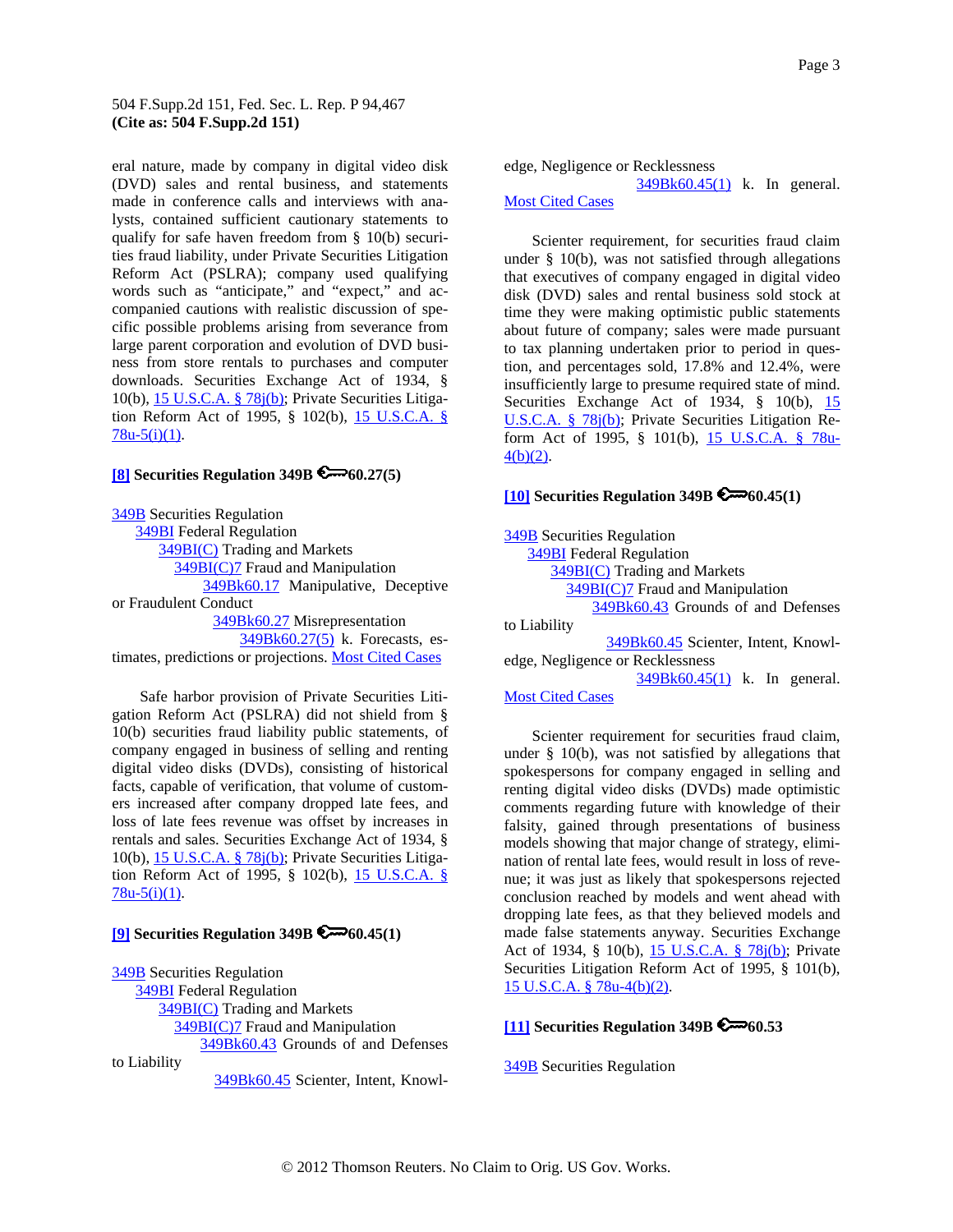eral nature, made by company in digital video disk (DVD) sales and rental business, and statements made in conference calls and interviews with analysts, contained sufficient cautionary statements to qualify for safe haven freedom from § 10(b) securities fraud liability, under Private Securities Litigation Reform Act (PSLRA); company used qualifying words such as "anticipate," and "expect," and accompanied cautions with realistic discussion of specific possible problems arising from severance from large parent corporation and evolution of DVD business from store rentals to purchases and computer downloads. Securities Exchange Act of 1934, § 10(b), 15 U.S.C.A. § 78j(b); Private Securities Litigation Reform Act of 1995, § 102(b), 15 U.S.C.A. § 78u-5(i)(1).

**[8] Securities Regulation 349B 60.27(5)**

349B Securities Regulation
349BI Federal Regulation
349BI(C) Trading and Markets
349BI(C)7 Fraud and Manipulation
349Bk60.17 Manipulative, Deceptive or Fraudulent Conduct
349Bk60.27 Misrepresentation
349Bk60.27(5) k. Forecasts, estimates, predictions or projections. Most Cited Cases

Safe harbor provision of Private Securities Litigation Reform Act (PSLRA) did not shield from § 10(b) securities fraud liability public statements, of company engaged in business of selling and renting digital video disks (DVDs), consisting of historical facts, capable of verification, that volume of customers increased after company dropped late fees, and loss of late fees revenue was offset by increases in rentals and sales. Securities Exchange Act of 1934, § 10(b), 15 U.S.C.A. § 78j(b); Private Securities Litigation Reform Act of 1995, § 102(b), 15 U.S.C.A. § 78u-5(i)(1).

**[9] Securities Regulation 349B 60.45(1)**

349B Securities Regulation
349BI Federal Regulation
349BI(C) Trading and Markets
349BI(C)7 Fraud and Manipulation
349Bk60.43 Grounds of and Defenses to Liability
349Bk60.45 Scienter, Intent, Knowledge, Negligence or Recklessness
349Bk60.45(1) k. In general. Most Cited Cases

Scienter requirement, for securities fraud claim under § 10(b), was not satisfied through allegations that executives of company engaged in digital video disk (DVD) sales and rental business sold stock at time they were making optimistic public statements about future of company; sales were made pursuant to tax planning undertaken prior to period in question, and percentages sold, 17.8% and 12.4%, were insufficiently large to presume required state of mind. Securities Exchange Act of 1934, § 10(b), 15 U.S.C.A. § 78j(b); Private Securities Litigation Reform Act of 1995, § 101(b), 15 U.S.C.A. § 78u-4(b)(2).

**[10] Securities Regulation 349B 60.45(1)**

349B Securities Regulation
349BI Federal Regulation
349BI(C) Trading and Markets
349BI(C)7 Fraud and Manipulation
349Bk60.43 Grounds of and Defenses to Liability
349Bk60.45 Scienter, Intent, Knowledge, Negligence or Recklessness
349Bk60.45(1) k. In general. Most Cited Cases

Scienter requirement for securities fraud claim, under § 10(b), was not satisfied by allegations that spokespersons for company engaged in selling and renting digital video disks (DVDs) made optimistic comments regarding future with knowledge of their falsity, gained through presentations of business models showing that major change of strategy, elimination of rental late fees, would result in loss of revenue; it was just as likely that spokespersons rejected conclusion reached by models and went ahead with dropping late fees, as that they believed models and made false statements anyway. Securities Exchange Act of 1934, § 10(b), 15 U.S.C.A. § 78j(b); Private Securities Litigation Reform Act of 1995, § 101(b), 15 U.S.C.A. § 78u-4(b)(2).

**[11] Securities Regulation 349B 60.53**

349B Securities Regulation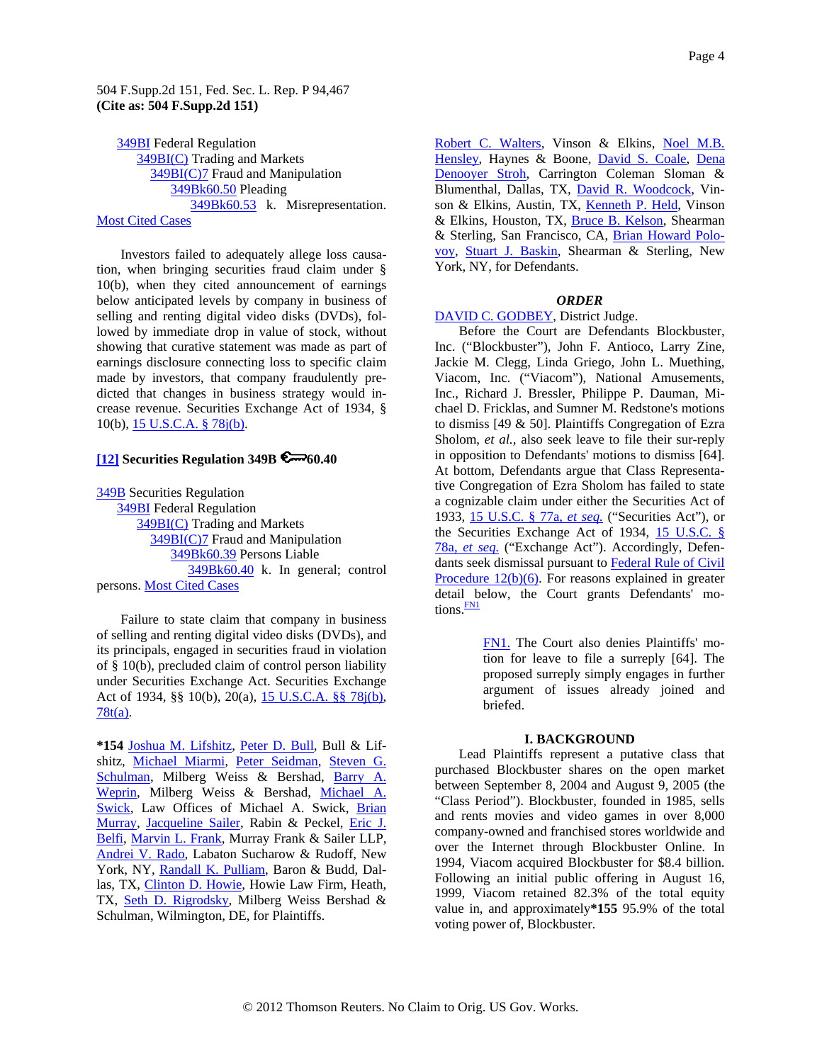349BI Federal Regulation
349BI(C) Trading and Markets
349BI(C)7 Fraud and Manipulation
349Bk60.50 Pleading
349Bk60.53 k. Misrepresentation. Most Cited Cases

Investors failed to adequately allege loss causation, when bringing securities fraud claim under § 10(b), when they cited announcement of earnings below anticipated levels by company in business of selling and renting digital video disks (DVDs), followed by immediate drop in value of stock, without showing that curative statement was made as part of earnings disclosure connecting loss to specific claim made by investors, that company fraudulently predicted that changes in business strategy would increase revenue. Securities Exchange Act of 1934, § 10(b), 15 U.S.C.A. § 78j(b).

**[12] Securities Regulation 349B 60.40**

349B Securities Regulation
349BI Federal Regulation
349BI(C) Trading and Markets
349BI(C)7 Fraud and Manipulation
349Bk60.39 Persons Liable
349Bk60.40 k. In general; control persons. Most Cited Cases

Failure to state claim that company in business of selling and renting digital video disks (DVDs), and its principals, engaged in securities fraud in violation of § 10(b), precluded claim of control person liability under Securities Exchange Act. Securities Exchange Act of 1934, §§ 10(b), 20(a), 15 U.S.C.A. §§ 78j(b), 78t(a).

**\*154** Joshua M. Lifshitz, Peter D. Bull, Bull & Lifshitz, Michael Miarmi, Peter Seidman, Steven G. Schulman, Milberg Weiss & Bershad, Barry A. Weprin, Milberg Weiss & Bershad, Michael A. Swick, Law Offices of Michael A. Swick, Brian Murray, Jacqueline Sailer, Rabin & Peckel, Eric J. Belfi, Marvin L. Frank, Murray Frank & Sailer LLP, Andrei V. Rado, Labaton Sucharow & Rudoff, New York, NY, Randall K. Pulliam, Baron & Budd, Dallas, TX, Clinton D. Howie, Howie Law Firm, Heath, TX, Seth D. Rigrodsky, Milberg Weiss Bershad & Schulman, Wilmington, DE, for Plaintiffs.

Robert C. Walters, Vinson & Elkins, Noel M.B. Hensley, Haynes & Boone, David S. Coale, Dena Denooyer Stroh, Carrington Coleman Sloman & Blumenthal, Dallas, TX, David R. Woodcock, Vinson & Elkins, Austin, TX, Kenneth P. Held, Vinson & Elkins, Houston, TX, Bruce B. Kelson, Shearman & Sterling, San Francisco, CA, Brian Howard Polovoy, Stuart J. Baskin, Shearman & Sterling, New York, NY, for Defendants.

***ORDER***

DAVID C. GODBEY, District Judge.

Before the Court are Defendants Blockbuster, Inc. ("Blockbuster"), John F. Antioco, Larry Zine, Jackie M. Clegg, Linda Griego, John L. Muething, Viacom, Inc. ("Viacom"), National Amusements, Inc., Richard J. Bressler, Philippe P. Dauman, Michael D. Fricklas, and Sumner M. Redstone's motions to dismiss [49 & 50]. Plaintiffs Congregation of Ezra Sholom, *et al.*, also seek leave to file their sur-reply in opposition to Defendants' motions to dismiss [64]. At bottom, Defendants argue that Class Representative Congregation of Ezra Sholom has failed to state a cognizable claim under either the Securities Act of 1933, 15 U.S.C. § 77a, *et seq.* ("Securities Act"), or the Securities Exchange Act of 1934, 15 U.S.C. § 78a, *et seq.* ("Exchange Act"). Accordingly, Defendants seek dismissal pursuant to Federal Rule of Civil Procedure 12(b)(6). For reasons explained in greater detail below, the Court grants Defendants' motions.[FN1]

> FN1. The Court also denies Plaintiffs' motion for leave to file a surreply [64]. The proposed surreply simply engages in further argument of issues already joined and briefed.

**I. BACKGROUND**

Lead Plaintiffs represent a putative class that purchased Blockbuster shares on the open market between September 8, 2004 and August 9, 2005 (the "Class Period"). Blockbuster, founded in 1985, sells and rents movies and video games in over 8,000 company-owned and franchised stores worldwide and over the Internet through Blockbuster Online. In 1994, Viacom acquired Blockbuster for $8.4 billion. Following an initial public offering in August 16, 1999, Viacom retained 82.3% of the total equity value in, and approximately**\*155** 95.9% of the total voting power of, Blockbuster.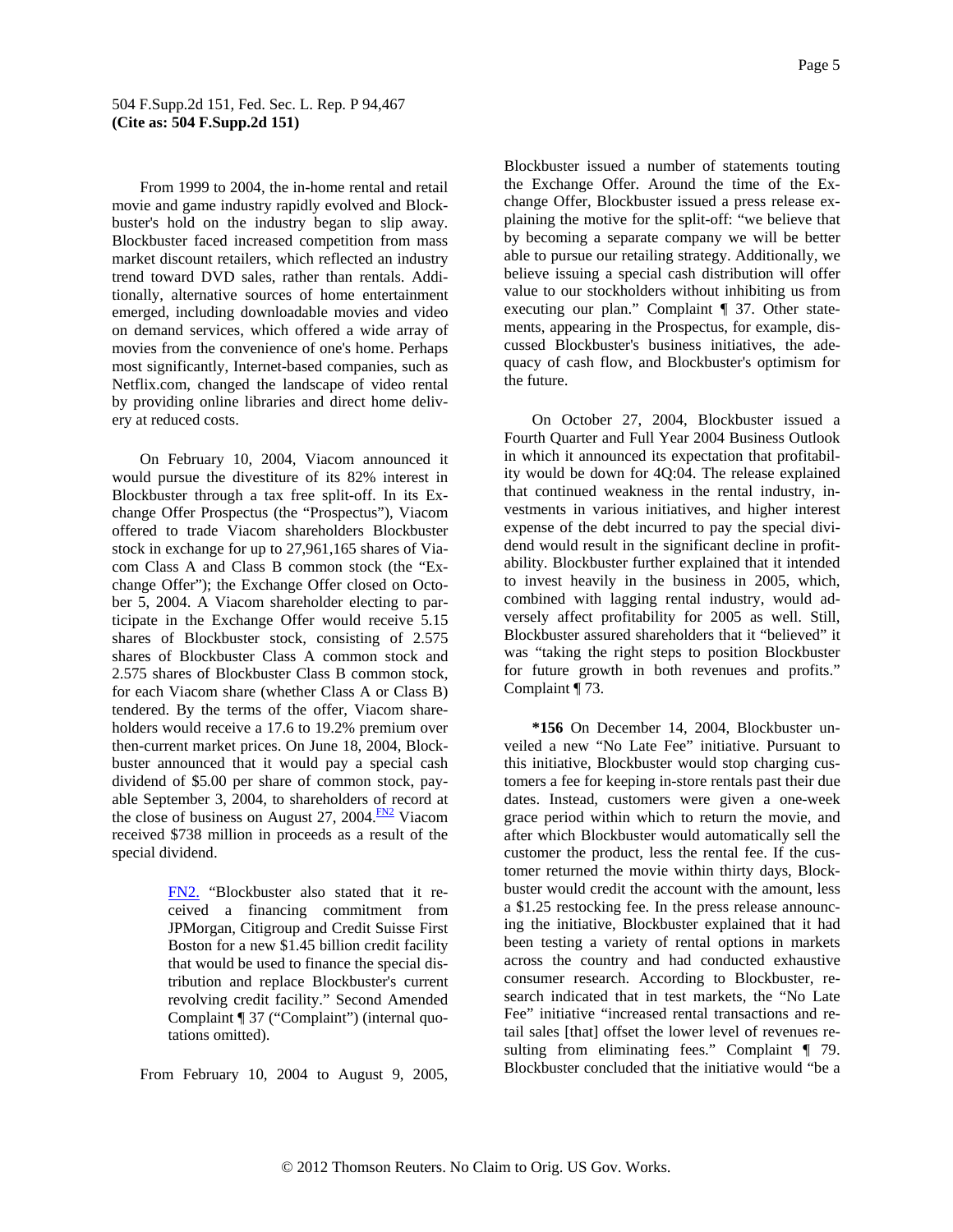From 1999 to 2004, the in-home rental and retail movie and game industry rapidly evolved and Blockbuster's hold on the industry began to slip away. Blockbuster faced increased competition from mass market discount retailers, which reflected an industry trend toward DVD sales, rather than rentals. Additionally, alternative sources of home entertainment emerged, including downloadable movies and video on demand services, which offered a wide array of movies from the convenience of one's home. Perhaps most significantly, Internet-based companies, such as Netflix.com, changed the landscape of video rental by providing online libraries and direct home delivery at reduced costs.

On February 10, 2004, Viacom announced it would pursue the divestiture of its 82% interest in Blockbuster through a tax free split-off. In its Exchange Offer Prospectus (the "Prospectus"), Viacom offered to trade Viacom shareholders Blockbuster stock in exchange for up to 27,961,165 shares of Viacom Class A and Class B common stock (the "Exchange Offer"); the Exchange Offer closed on October 5, 2004. A Viacom shareholder electing to participate in the Exchange Offer would receive 5.15 shares of Blockbuster stock, consisting of 2.575 shares of Blockbuster Class A common stock and 2.575 shares of Blockbuster Class B common stock, for each Viacom share (whether Class A or Class B) tendered. By the terms of the offer, Viacom shareholders would receive a 17.6 to 19.2% premium over then-current market prices. On June 18, 2004, Blockbuster announced that it would pay a special cash dividend of $5.00 per share of common stock, payable September 3, 2004, to shareholders of record at the close of business on August 27, 2004.[FN2] Viacom received $738 million in proceeds as a result of the special dividend.

> FN2. "Blockbuster also stated that it received a financing commitment from JPMorgan, Citigroup and Credit Suisse First Boston for a new $1.45 billion credit facility that would be used to finance the special distribution and replace Blockbuster's current revolving credit facility." Second Amended Complaint ¶ 37 ("Complaint") (internal quotations omitted).

From February 10, 2004 to August 9, 2005, Blockbuster issued a number of statements touting the Exchange Offer. Around the time of the Exchange Offer, Blockbuster issued a press release explaining the motive for the split-off: "we believe that by becoming a separate company we will be better able to pursue our retailing strategy. Additionally, we believe issuing a special cash distribution will offer value to our stockholders without inhibiting us from executing our plan." Complaint ¶ 37. Other statements, appearing in the Prospectus, for example, discussed Blockbuster's business initiatives, the adequacy of cash flow, and Blockbuster's optimism for the future.

On October 27, 2004, Blockbuster issued a Fourth Quarter and Full Year 2004 Business Outlook in which it announced its expectation that profitability would be down for 4Q:04. The release explained that continued weakness in the rental industry, investments in various initiatives, and higher interest expense of the debt incurred to pay the special dividend would result in the significant decline in profitability. Blockbuster further explained that it intended to invest heavily in the business in 2005, which, combined with lagging rental industry, would adversely affect profitability for 2005 as well. Still, Blockbuster assured shareholders that it "believed" it was "taking the right steps to position Blockbuster for future growth in both revenues and profits." Complaint ¶ 73.

**\*156** On December 14, 2004, Blockbuster unveiled a new "No Late Fee" initiative. Pursuant to this initiative, Blockbuster would stop charging customers a fee for keeping in-store rentals past their due dates. Instead, customers were given a one-week grace period within which to return the movie, and after which Blockbuster would automatically sell the customer the product, less the rental fee. If the customer returned the movie within thirty days, Blockbuster would credit the account with the amount, less a $1.25 restocking fee. In the press release announcing the initiative, Blockbuster explained that it had been testing a variety of rental options in markets across the country and had conducted exhaustive consumer research. According to Blockbuster, research indicated that in test markets, the "No Late Fee" initiative "increased rental transactions and retail sales [that] offset the lower level of revenues resulting from eliminating fees." Complaint ¶ 79. Blockbuster concluded that the initiative would "be a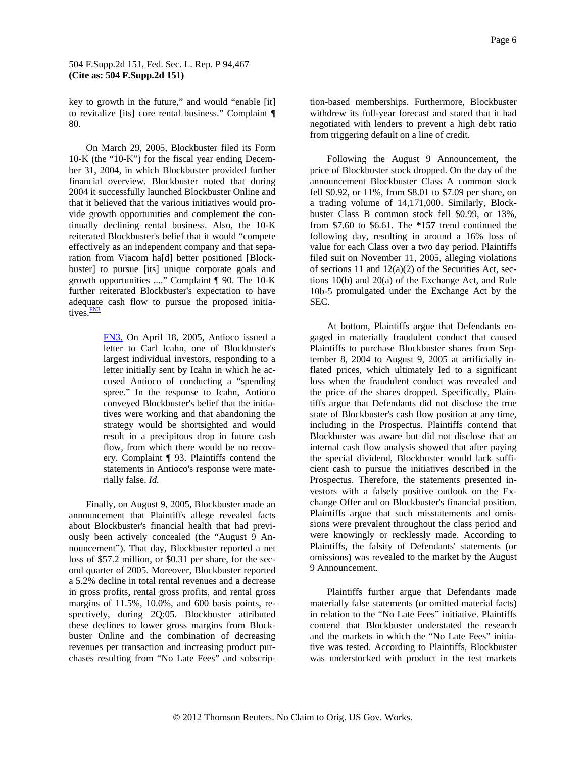key to growth in the future," and would "enable [it] to revitalize [its] core rental business." Complaint ¶ 80.

On March 29, 2005, Blockbuster filed its Form 10-K (the "10-K") for the fiscal year ending December 31, 2004, in which Blockbuster provided further financial overview. Blockbuster noted that during 2004 it successfully launched Blockbuster Online and that it believed that the various initiatives would provide growth opportunities and complement the continually declining rental business. Also, the 10-K reiterated Blockbuster's belief that it would "compete effectively as an independent company and that separation from Viacom ha[d] better positioned [Blockbuster] to pursue [its] unique corporate goals and growth opportunities ...." Complaint ¶ 90. The 10-K further reiterated Blockbuster's expectation to have adequate cash flow to pursue the proposed initiatives.[FN3]

> FN3. On April 18, 2005, Antioco issued a letter to Carl Icahn, one of Blockbuster's largest individual investors, responding to a letter initially sent by Icahn in which he accused Antioco of conducting a "spending spree." In the response to Icahn, Antioco conveyed Blockbuster's belief that the initiatives were working and that abandoning the strategy would be shortsighted and would result in a precipitous drop in future cash flow, from which there would be no recovery. Complaint ¶ 93. Plaintiffs contend the statements in Antioco's response were materially false. *Id.*

Finally, on August 9, 2005, Blockbuster made an announcement that Plaintiffs allege revealed facts about Blockbuster's financial health that had previously been actively concealed (the "August 9 Announcement"). That day, Blockbuster reported a net loss of $57.2 million, or $0.31 per share, for the second quarter of 2005. Moreover, Blockbuster reported a 5.2% decline in total rental revenues and a decrease in gross profits, rental gross profits, and rental gross margins of 11.5%, 10.0%, and 600 basis points, respectively, during 2Q:05. Blockbuster attributed these declines to lower gross margins from Blockbuster Online and the combination of decreasing revenues per transaction and increasing product purchases resulting from "No Late Fees" and subscription-based memberships. Furthermore, Blockbuster withdrew its full-year forecast and stated that it had negotiated with lenders to prevent a high debt ratio from triggering default on a line of credit.

Following the August 9 Announcement, the price of Blockbuster stock dropped. On the day of the announcement Blockbuster Class A common stock fell $0.92, or 11%, from $8.01 to $7.09 per share, on a trading volume of 14,171,000. Similarly, Blockbuster Class B common stock fell $0.99, or 13%, from $7.60 to $6.61. The **\*157** trend continued the following day, resulting in around a 16% loss of value for each Class over a two day period. Plaintiffs filed suit on November 11, 2005, alleging violations of sections 11 and 12(a)(2) of the Securities Act, sections 10(b) and 20(a) of the Exchange Act, and Rule 10b-5 promulgated under the Exchange Act by the SEC.

At bottom, Plaintiffs argue that Defendants engaged in materially fraudulent conduct that caused Plaintiffs to purchase Blockbuster shares from September 8, 2004 to August 9, 2005 at artificially inflated prices, which ultimately led to a significant loss when the fraudulent conduct was revealed and the price of the shares dropped. Specifically, Plaintiffs argue that Defendants did not disclose the true state of Blockbuster's cash flow position at any time, including in the Prospectus. Plaintiffs contend that Blockbuster was aware but did not disclose that an internal cash flow analysis showed that after paying the special dividend, Blockbuster would lack sufficient cash to pursue the initiatives described in the Prospectus. Therefore, the statements presented investors with a falsely positive outlook on the Exchange Offer and on Blockbuster's financial position. Plaintiffs argue that such misstatements and omissions were prevalent throughout the class period and were knowingly or recklessly made. According to Plaintiffs, the falsity of Defendants' statements (or omissions) was revealed to the market by the August 9 Announcement.

Plaintiffs further argue that Defendants made materially false statements (or omitted material facts) in relation to the "No Late Fees" initiative. Plaintiffs contend that Blockbuster understated the research and the markets in which the "No Late Fees" initiative was tested. According to Plaintiffs, Blockbuster was understocked with product in the test markets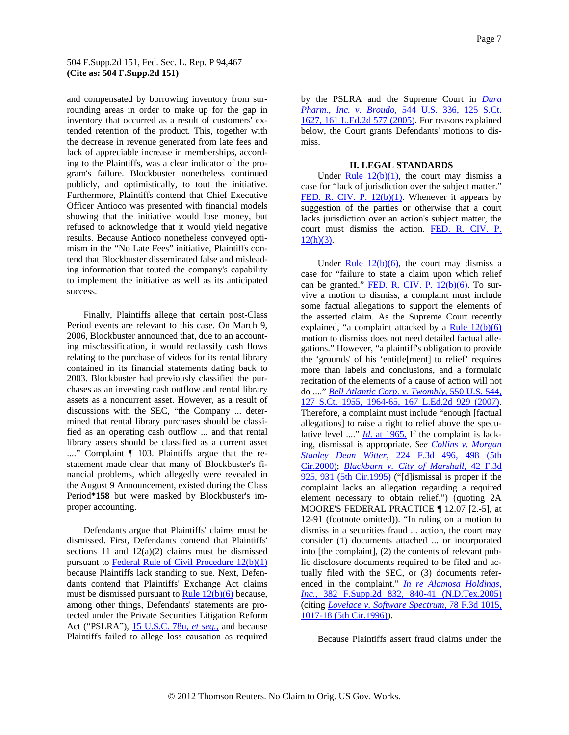and compensated by borrowing inventory from surrounding areas in order to make up for the gap in inventory that occurred as a result of customers' extended retention of the product. This, together with the decrease in revenue generated from late fees and lack of appreciable increase in memberships, according to the Plaintiffs, was a clear indicator of the program's failure. Blockbuster nonetheless continued publicly, and optimistically, to tout the initiative. Furthermore, Plaintiffs contend that Chief Executive Officer Antioco was presented with financial models showing that the initiative would lose money, but refused to acknowledge that it would yield negative results. Because Antioco nonetheless conveyed optimism in the "No Late Fees" initiative, Plaintiffs contend that Blockbuster disseminated false and misleading information that touted the company's capability to implement the initiative as well as its anticipated success.

Finally, Plaintiffs allege that certain post-Class Period events are relevant to this case. On March 9, 2006, Blockbuster announced that, due to an accounting misclassification, it would reclassify cash flows relating to the purchase of videos for its rental library contained in its financial statements dating back to 2003. Blockbuster had previously classified the purchases as an investing cash outflow and rental library assets as a noncurrent asset. However, as a result of discussions with the SEC, "the Company ... determined that rental library purchases should be classified as an operating cash outflow ... and that rental library assets should be classified as a current asset ...." Complaint ¶ 103. Plaintiffs argue that the restatement made clear that many of Blockbuster's financial problems, which allegedly were revealed in the August 9 Announcement, existed during the Class Period**\*158** but were masked by Blockbuster's improper accounting.

Defendants argue that Plaintiffs' claims must be dismissed. First, Defendants contend that Plaintiffs' sections 11 and 12(a)(2) claims must be dismissed pursuant to Federal Rule of Civil Procedure 12(b)(1) because Plaintiffs lack standing to sue. Next, Defendants contend that Plaintiffs' Exchange Act claims must be dismissed pursuant to Rule 12(b)(6) because, among other things, Defendants' statements are protected under the Private Securities Litigation Reform Act ("PSLRA"), 15 U.S.C. 78u, *et seq.*, and because Plaintiffs failed to allege loss causation as required by the PSLRA and the Supreme Court in *Dura Pharm., Inc. v. Broudo,* 544 U.S. 336, 125 S.Ct. 1627, 161 L.Ed.2d 577 (2005). For reasons explained below, the Court grants Defendants' motions to dismiss.

## II. LEGAL STANDARDS

Under Rule 12(b)(1), the court may dismiss a case for "lack of jurisdiction over the subject matter." FED. R. CIV. P. 12(b)(1). Whenever it appears by suggestion of the parties or otherwise that a court lacks jurisdiction over an action's subject matter, the court must dismiss the action. FED. R. CIV. P. 12(h)(3).

Under Rule 12(b)(6), the court may dismiss a case for "failure to state a claim upon which relief can be granted." FED. R. CIV. P. 12(b)(6). To survive a motion to dismiss, a complaint must include some factual allegations to support the elements of the asserted claim. As the Supreme Court recently explained, "a complaint attacked by a Rule 12(b)(6) motion to dismiss does not need detailed factual allegations." However, "a plaintiff's obligation to provide the 'grounds' of his 'entitle[ment] to relief' requires more than labels and conclusions, and a formulaic recitation of the elements of a cause of action will not do ...." *Bell Atlantic Corp. v. Twombly,* 550 U.S. 544, 127 S.Ct. 1955, 1964-65, 167 L.Ed.2d 929 (2007). Therefore, a complaint must include "enough [factual allegations] to raise a right to relief above the speculative level ...." *Id.* at 1965. If the complaint is lacking, dismissal is appropriate. *See Collins v. Morgan Stanley Dean Witter,* 224 F.3d 496, 498 (5th Cir.2000); *Blackburn v. City of Marshall,* 42 F.3d 925, 931 (5th Cir.1995) ("[d]ismissal is proper if the complaint lacks an allegation regarding a required element necessary to obtain relief.") (quoting 2A MOORE'S FEDERAL PRACTICE ¶ 12.07 [2.-5], at 12-91 (footnote omitted)). "In ruling on a motion to dismiss in a securities fraud ... action, the court may consider (1) documents attached ... or incorporated into [the complaint], (2) the contents of relevant public disclosure documents required to be filed and actually filed with the SEC, or (3) documents referenced in the complaint." *In re Alamosa Holdings, Inc.,* 382 F.Supp.2d 832, 840-41 (N.D.Tex.2005) (citing *Lovelace v. Software Spectrum,* 78 F.3d 1015, 1017-18 (5th Cir.1996)).

Because Plaintiffs assert fraud claims under the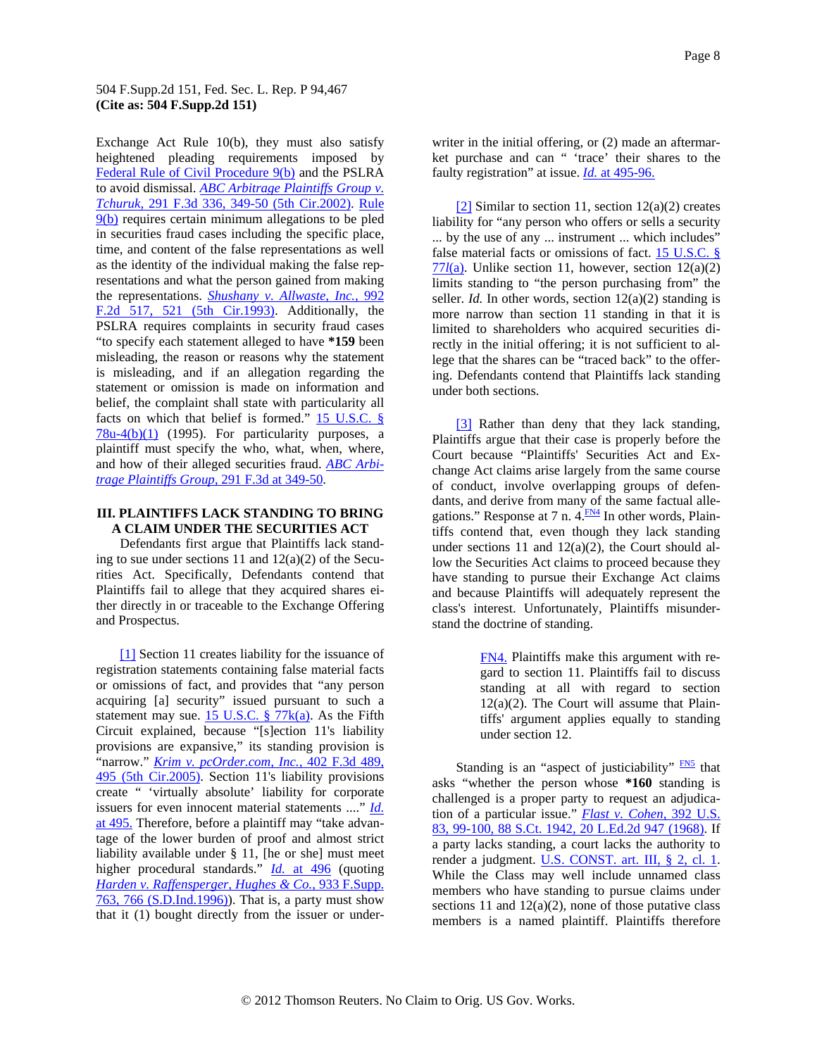Exchange Act Rule 10(b), they must also satisfy heightened pleading requirements imposed by Federal Rule of Civil Procedure 9(b) and the PSLRA to avoid dismissal. *ABC Arbitrage Plaintiffs Group v. Tchuruk*, 291 F.3d 336, 349-50 (5th Cir.2002). Rule 9(b) requires certain minimum allegations to be pled in securities fraud cases including the specific place, time, and content of the false representations as well as the identity of the individual making the false representations and what the person gained from making the representations. *Shushany v. Allwaste, Inc.*, 992 F.2d 517, 521 (5th Cir.1993). Additionally, the PSLRA requires complaints in security fraud cases "to specify each statement alleged to have **\*159** been misleading, the reason or reasons why the statement is misleading, and if an allegation regarding the statement or omission is made on information and belief, the complaint shall state with particularity all facts on which that belief is formed." 15 U.S.C. § 78u-4(b)(1) (1995). For particularity purposes, a plaintiff must specify the who, what, when, where, and how of their alleged securities fraud. *ABC Arbitrage Plaintiffs Group*, 291 F.3d at 349-50.

### III. PLAINTIFFS LACK STANDING TO BRING A CLAIM UNDER THE SECURITIES ACT

Defendants first argue that Plaintiffs lack standing to sue under sections 11 and 12(a)(2) of the Securities Act. Specifically, Defendants contend that Plaintiffs fail to allege that they acquired shares either directly in or traceable to the Exchange Offering and Prospectus.

[1] Section 11 creates liability for the issuance of registration statements containing false material facts or omissions of fact, and provides that "any person acquiring [a] security" issued pursuant to such a statement may sue. 15 U.S.C. § 77k(a). As the Fifth Circuit explained, because "[s]ection 11's liability provisions are expansive," its standing provision is "narrow." *Krim v. pcOrder.com, Inc.*, 402 F.3d 489, 495 (5th Cir.2005). Section 11's liability provisions create " 'virtually absolute' liability for corporate issuers for even innocent material statements ...." *Id.* at 495. Therefore, before a plaintiff may "take advantage of the lower burden of proof and almost strict liability available under § 11, [he or she] must meet higher procedural standards." *Id.* at 496 (quoting *Harden v. Raffensperger, Hughes & Co.*, 933 F.Supp. 763, 766 (S.D.Ind.1996)). That is, a party must show that it (1) bought directly from the issuer or underwriter in the initial offering, or (2) made an aftermarket purchase and can " 'trace' their shares to the faulty registration" at issue. *Id.* at 495-96.

[2] Similar to section 11, section 12(a)(2) creates liability for "any person who offers or sells a security ... by the use of any ... instrument ... which includes" false material facts or omissions of fact. 15 U.S.C. § 77*l*(a). Unlike section 11, however, section 12(a)(2) limits standing to "the person purchasing from" the seller. *Id.* In other words, section 12(a)(2) standing is more narrow than section 11 standing in that it is limited to shareholders who acquired securities directly in the initial offering; it is not sufficient to allege that the shares can be "traced back" to the offering. Defendants contend that Plaintiffs lack standing under both sections.

[3] Rather than deny that they lack standing, Plaintiffs argue that their case is properly before the Court because "Plaintiffs' Securities Act and Exchange Act claims arise largely from the same course of conduct, involve overlapping groups of defendants, and derive from many of the same factual allegations." Response at 7 n. 4.[FN4] In other words, Plaintiffs contend that, even though they lack standing under sections 11 and 12(a)(2), the Court should allow the Securities Act claims to proceed because they have standing to pursue their Exchange Act claims and because Plaintiffs will adequately represent the class's interest. Unfortunately, Plaintiffs misunderstand the doctrine of standing.

> FN4. Plaintiffs make this argument with regard to section 11. Plaintiffs fail to discuss standing at all with regard to section 12(a)(2). The Court will assume that Plaintiffs' argument applies equally to standing under section 12.

Standing is an "aspect of justiciability" [FN5] that asks "whether the person whose **\*160** standing is challenged is a proper party to request an adjudication of a particular issue." *Flast v. Cohen*, 392 U.S. 83, 99-100, 88 S.Ct. 1942, 20 L.Ed.2d 947 (1968). If a party lacks standing, a court lacks the authority to render a judgment. U.S. CONST. art. III, § 2, cl. 1. While the Class may well include unnamed class members who have standing to pursue claims under sections 11 and 12(a)(2), none of those putative class members is a named plaintiff. Plaintiffs therefore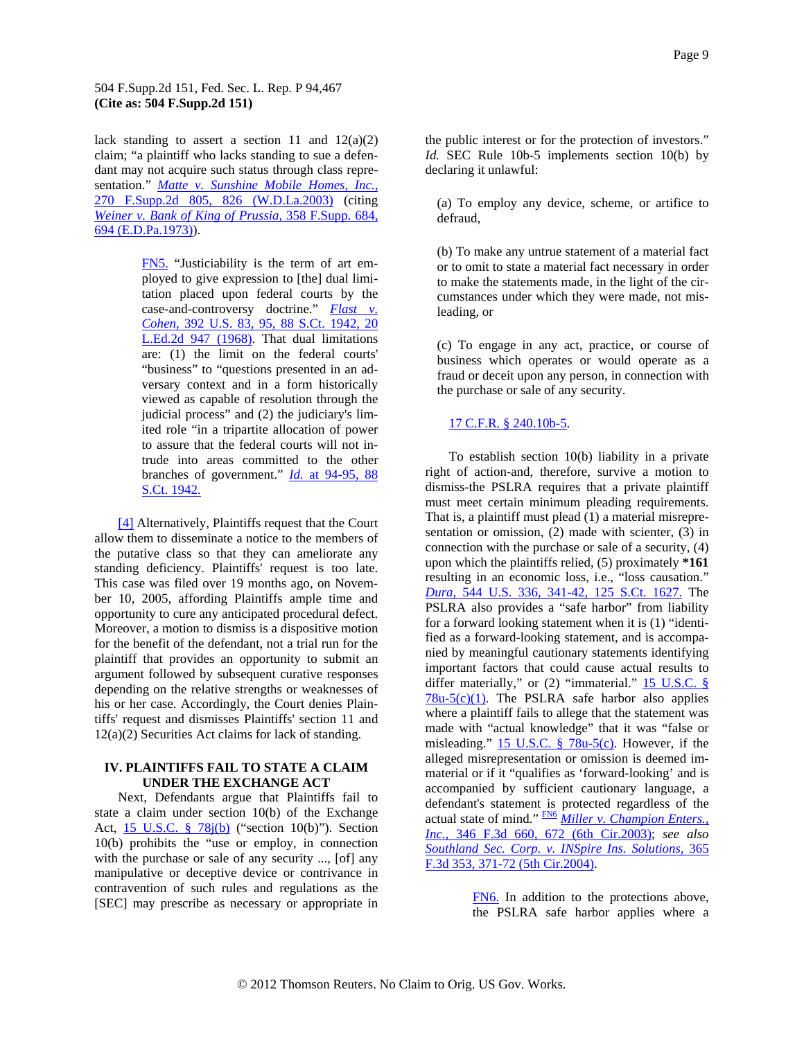lack standing to assert a section 11 and 12(a)(2) claim; "a plaintiff who lacks standing to sue a defendant may not acquire such status through class representation." *Matte v. Sunshine Mobile Homes, Inc.,* 270 F.Supp.2d 805, 826 (W.D.La.2003) (citing *Weiner v. Bank of King of Prussia,* 358 F.Supp. 684, 694 (E.D.Pa.1973)).

> FN5. "Justiciability is the term of art employed to give expression to [the] dual limitation placed upon federal courts by the case-and-controversy doctrine." *Flast v. Cohen,* 392 U.S. 83, 95, 88 S.Ct. 1942, 20 L.Ed.2d 947 (1968). That dual limitations are: (1) the limit on the federal courts' "business" to "questions presented in an adversary context and in a form historically viewed as capable of resolution through the judicial process" and (2) the judiciary's limited role "in a tripartite allocation of power to assure that the federal courts will not intrude into areas committed to the other branches of government." *Id.* at 94-95, 88 S.Ct. 1942.

[4] Alternatively, Plaintiffs request that the Court allow them to disseminate a notice to the members of the putative class so that they can ameliorate any standing deficiency. Plaintiffs' request is too late. This case was filed over 19 months ago, on November 10, 2005, affording Plaintiffs ample time and opportunity to cure any anticipated procedural defect. Moreover, a motion to dismiss is a dispositive motion for the benefit of the defendant, not a trial run for the plaintiff that provides an opportunity to submit an argument followed by subsequent curative responses depending on the relative strengths or weaknesses of his or her case. Accordingly, the Court denies Plaintiffs' request and dismisses Plaintiffs' section 11 and 12(a)(2) Securities Act claims for lack of standing.

## IV. PLAINTIFFS FAIL TO STATE A CLAIM UNDER THE EXCHANGE ACT

Next, Defendants argue that Plaintiffs fail to state a claim under section 10(b) of the Exchange Act, 15 U.S.C. § 78j(b) ("section 10(b)"). Section 10(b) prohibits the "use or employ, in connection with the purchase or sale of any security ..., [of] any manipulative or deceptive device or contrivance in contravention of such rules and regulations as the [SEC] may prescribe as necessary or appropriate in the public interest or for the protection of investors." *Id.* SEC Rule 10b-5 implements section 10(b) by declaring it unlawful:

> (a) To employ any device, scheme, or artifice to defraud,
>
> (b) To make any untrue statement of a material fact or to omit to state a material fact necessary in order to make the statements made, in the light of the circumstances under which they were made, not misleading, or
>
> (c) To engage in any act, practice, or course of business which operates or would operate as a fraud or deceit upon any person, in connection with the purchase or sale of any security.
>
> 17 C.F.R. § 240.10b-5.

To establish section 10(b) liability in a private right of action-and, therefore, survive a motion to dismiss-the PSLRA requires that a private plaintiff must meet certain minimum pleading requirements. That is, a plaintiff must plead (1) a material misrepresentation or omission, (2) made with scienter, (3) in connection with the purchase or sale of a security, (4) upon which the plaintiffs relied, (5) proximately **\*161** resulting in an economic loss, i.e., "loss causation." *Dura,* 544 U.S. 336, 341-42, 125 S.Ct. 1627. The PSLRA also provides a "safe harbor" from liability for a forward looking statement when it is (1) "identified as a forward-looking statement, and is accompanied by meaningful cautionary statements identifying important factors that could cause actual results to differ materially," or (2) "immaterial." 15 U.S.C. § 78u-5(c)(1). The PSLRA safe harbor also applies where a plaintiff fails to allege that the statement was made with "actual knowledge" that it was "false or misleading." 15 U.S.C. § 78u-5(c). However, if the alleged misrepresentation or omission is deemed immaterial or if it "qualifies as 'forward-looking' and is accompanied by sufficient cautionary language, a defendant's statement is protected regardless of the actual state of mind." [FN6] *Miller v. Champion Enters., Inc.,* 346 F.3d 660, 672 (6th Cir.2003); *see also Southland Sec. Corp. v. INSpire Ins. Solutions,* 365 F.3d 353, 371-72 (5th Cir.2004).

> FN6. In addition to the protections above, the PSLRA safe harbor applies where a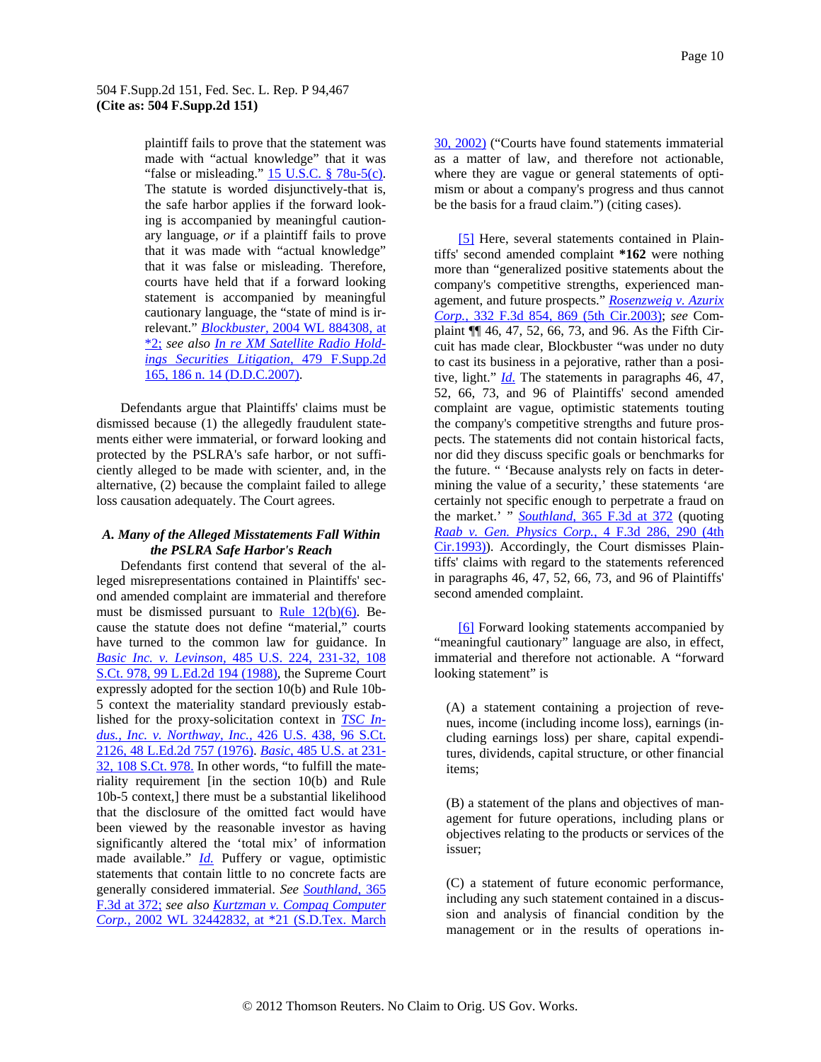plaintiff fails to prove that the statement was made with "actual knowledge" that it was "false or misleading." 15 U.S.C. § 78u-5(c). The statute is worded disjunctively-that is, the safe harbor applies if the forward looking is accompanied by meaningful cautionary language, *or* if a plaintiff fails to prove that it was made with "actual knowledge" that it was false or misleading. Therefore, courts have held that if a forward looking statement is accompanied by meaningful cautionary language, the "state of mind is irrelevant." *Blockbuster,* 2004 WL 884308, at *2; *see also In re XM Satellite Radio Holdings Securities Litigation,* 479 F.Supp.2d 165, 186 n. 14 (D.D.C.2007).

Defendants argue that Plaintiffs' claims must be dismissed because (1) the allegedly fraudulent statements either were immaterial, or forward looking and protected by the PSLRA's safe harbor, or not sufficiently alleged to be made with scienter, and, in the alternative, (2) because the complaint failed to allege loss causation adequately. The Court agrees.

### *A. Many of the Alleged Misstatements Fall Within the PSLRA Safe Harbor's Reach*

Defendants first contend that several of the alleged misrepresentations contained in Plaintiffs' second amended complaint are immaterial and therefore must be dismissed pursuant to Rule 12(b)(6). Because the statute does not define "material," courts have turned to the common law for guidance. In *Basic Inc. v. Levinson,* 485 U.S. 224, 231-32, 108 S.Ct. 978, 99 L.Ed.2d 194 (1988), the Supreme Court expressly adopted for the section 10(b) and Rule 10b-5 context the materiality standard previously established for the proxy-solicitation context in *TSC Indus., Inc. v. Northway, Inc.,* 426 U.S. 438, 96 S.Ct. 2126, 48 L.Ed.2d 757 (1976). *Basic,* 485 U.S. at 231-32, 108 S.Ct. 978. In other words, "to fulfill the materiality requirement [in the section 10(b) and Rule 10b-5 context,] there must be a substantial likelihood that the disclosure of the omitted fact would have been viewed by the reasonable investor as having significantly altered the 'total mix' of information made available." *Id.* Puffery or vague, optimistic statements that contain little to no concrete facts are generally considered immaterial. *See Southland,* 365 F.3d at 372; *see also Kurtzman v. Compaq Computer Corp.,* 2002 WL 32442832, at *21 (S.D.Tex. March 30, 2002) ("Courts have found statements immaterial as a matter of law, and therefore not actionable, where they are vague or general statements of optimism or about a company's progress and thus cannot be the basis for a fraud claim.") (citing cases).

[5] Here, several statements contained in Plaintiffs' second amended complaint **\*162** were nothing more than "generalized positive statements about the company's competitive strengths, experienced management, and future prospects." *Rosenzweig v. Azurix Corp.,* 332 F.3d 854, 869 (5th Cir.2003); *see* Complaint ¶¶ 46, 47, 52, 66, 73, and 96. As the Fifth Circuit has made clear, Blockbuster "was under no duty to cast its business in a pejorative, rather than a positive, light." *Id.* The statements in paragraphs 46, 47, 52, 66, 73, and 96 of Plaintiffs' second amended complaint are vague, optimistic statements touting the company's competitive strengths and future prospects. The statements did not contain historical facts, nor did they discuss specific goals or benchmarks for the future. " 'Because analysts rely on facts in determining the value of a security,' these statements 'are certainly not specific enough to perpetrate a fraud on the market.' " *Southland,* 365 F.3d at 372 (quoting *Raab v. Gen. Physics Corp.,* 4 F.3d 286, 290 (4th Cir.1993)). Accordingly, the Court dismisses Plaintiffs' claims with regard to the statements referenced in paragraphs 46, 47, 52, 66, 73, and 96 of Plaintiffs' second amended complaint.

[6] Forward looking statements accompanied by "meaningful cautionary" language are also, in effect, immaterial and therefore not actionable. A "forward looking statement" is

> (A) a statement containing a projection of revenues, income (including income loss), earnings (including earnings loss) per share, capital expenditures, dividends, capital structure, or other financial items;
>
> (B) a statement of the plans and objectives of management for future operations, including plans or objectives relating to the products or services of the issuer;
>
> (C) a statement of future economic performance, including any such statement contained in a discussion and analysis of financial condition by the management or in the results of operations in-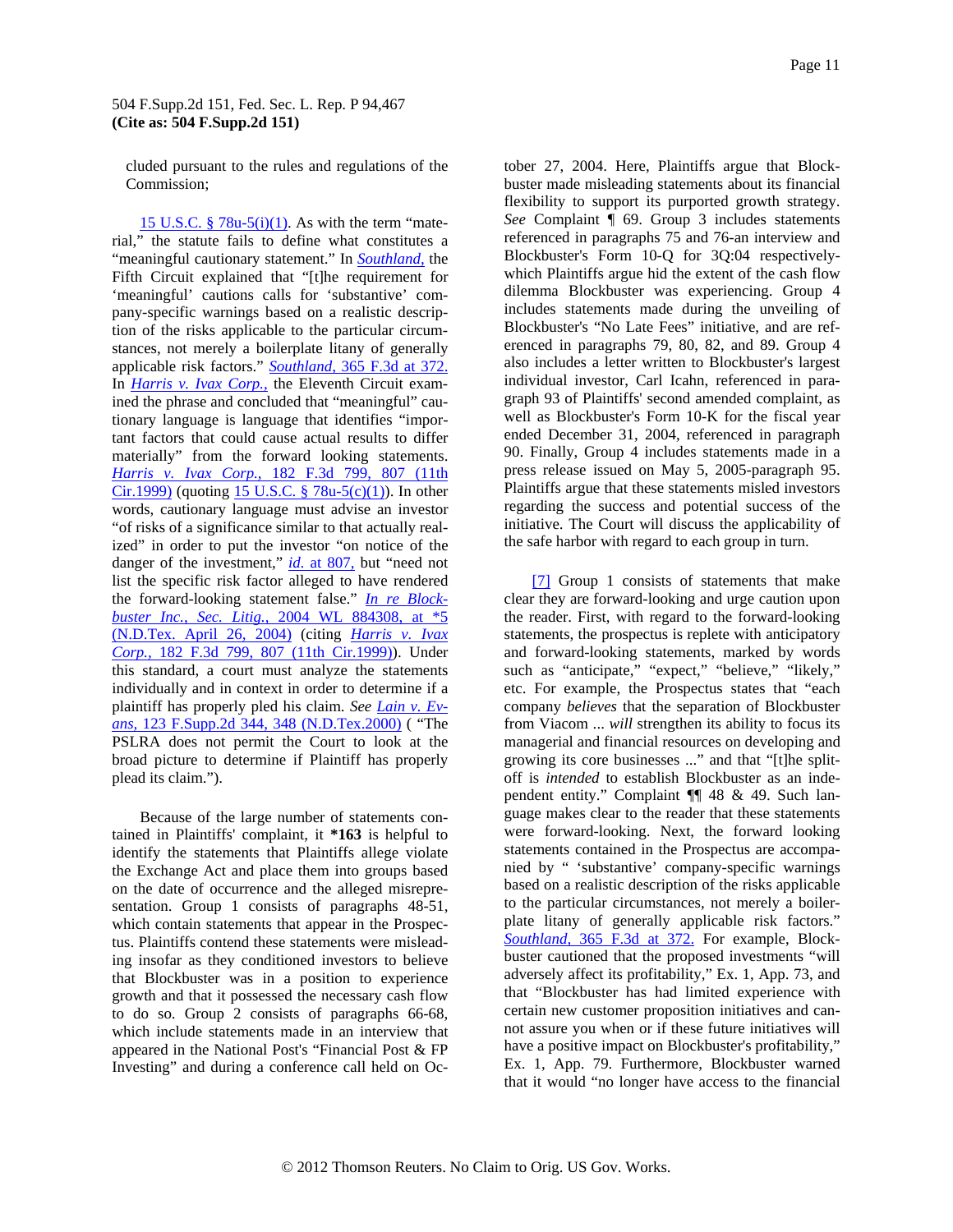cluded pursuant to the rules and regulations of the Commission;

15 U.S.C. § 78u-5(i)(1). As with the term "material," the statute fails to define what constitutes a "meaningful cautionary statement." In *Southland,* the Fifth Circuit explained that "[t]he requirement for 'meaningful' cautions calls for 'substantive' company-specific warnings based on a realistic description of the risks applicable to the particular circumstances, not merely a boilerplate litany of generally applicable risk factors." *Southland,* 365 F.3d at 372. In *Harris v. Ivax Corp.,* the Eleventh Circuit examined the phrase and concluded that "meaningful" cautionary language is language that identifies "important factors that could cause actual results to differ materially" from the forward looking statements. *Harris v. Ivax Corp.,* 182 F.3d 799, 807 (11th Cir.1999) (quoting 15 U.S.C. § 78u-5(c)(1)). In other words, cautionary language must advise an investor "of risks of a significance similar to that actually realized" in order to put the investor "on notice of the danger of the investment," *id.* at 807, but "need not list the specific risk factor alleged to have rendered the forward-looking statement false." *In re Blockbuster Inc., Sec. Litig.,* 2004 WL 884308, at *5 (N.D.Tex. April 26, 2004) (citing *Harris v. Ivax Corp.,* 182 F.3d 799, 807 (11th Cir.1999)). Under this standard, a court must analyze the statements individually and in context in order to determine if a plaintiff has properly pled his claim. *See Lain v. Evans,* 123 F.Supp.2d 344, 348 (N.D.Tex.2000) ( "The PSLRA does not permit the Court to look at the broad picture to determine if Plaintiff has properly plead its claim.").

Because of the large number of statements contained in Plaintiffs' complaint, it **\*163** is helpful to identify the statements that Plaintiffs allege violate the Exchange Act and place them into groups based on the date of occurrence and the alleged misrepresentation. Group 1 consists of paragraphs 48-51, which contain statements that appear in the Prospectus. Plaintiffs contend these statements were misleading insofar as they conditioned investors to believe that Blockbuster was in a position to experience growth and that it possessed the necessary cash flow to do so. Group 2 consists of paragraphs 66-68, which include statements made in an interview that appeared in the National Post's "Financial Post & FP Investing" and during a conference call held on October 27, 2004. Here, Plaintiffs argue that Blockbuster made misleading statements about its financial flexibility to support its purported growth strategy. *See* Complaint ¶ 69. Group 3 includes statements referenced in paragraphs 75 and 76-an interview and Blockbuster's Form 10-Q for 3Q:04 respectively-which Plaintiffs argue hid the extent of the cash flow dilemma Blockbuster was experiencing. Group 4 includes statements made during the unveiling of Blockbuster's "No Late Fees" initiative, and are referenced in paragraphs 79, 80, 82, and 89. Group 4 also includes a letter written to Blockbuster's largest individual investor, Carl Icahn, referenced in paragraph 93 of Plaintiffs' second amended complaint, as well as Blockbuster's Form 10-K for the fiscal year ended December 31, 2004, referenced in paragraph 90. Finally, Group 4 includes statements made in a press release issued on May 5, 2005-paragraph 95. Plaintiffs argue that these statements misled investors regarding the success and potential success of the initiative. The Court will discuss the applicability of the safe harbor with regard to each group in turn.

[7] Group 1 consists of statements that make clear they are forward-looking and urge caution upon the reader. First, with regard to the forward-looking statements, the prospectus is replete with anticipatory and forward-looking statements, marked by words such as "anticipate," "expect," "believe," "likely," etc. For example, the Prospectus states that "each company *believes* that the separation of Blockbuster from Viacom ... *will* strengthen its ability to focus its managerial and financial resources on developing and growing its core businesses ..." and that "[t]he split-off is *intended* to establish Blockbuster as an independent entity." Complaint ¶¶ 48 & 49. Such language makes clear to the reader that these statements were forward-looking. Next, the forward looking statements contained in the Prospectus are accompanied by " 'substantive' company-specific warnings based on a realistic description of the risks applicable to the particular circumstances, not merely a boilerplate litany of generally applicable risk factors." *Southland,* 365 F.3d at 372. For example, Blockbuster cautioned that the proposed investments "will adversely affect its profitability," Ex. 1, App. 73, and that "Blockbuster has had limited experience with certain new customer proposition initiatives and cannot assure you when or if these future initiatives will have a positive impact on Blockbuster's profitability," Ex. 1, App. 79. Furthermore, Blockbuster warned that it would "no longer have access to the financial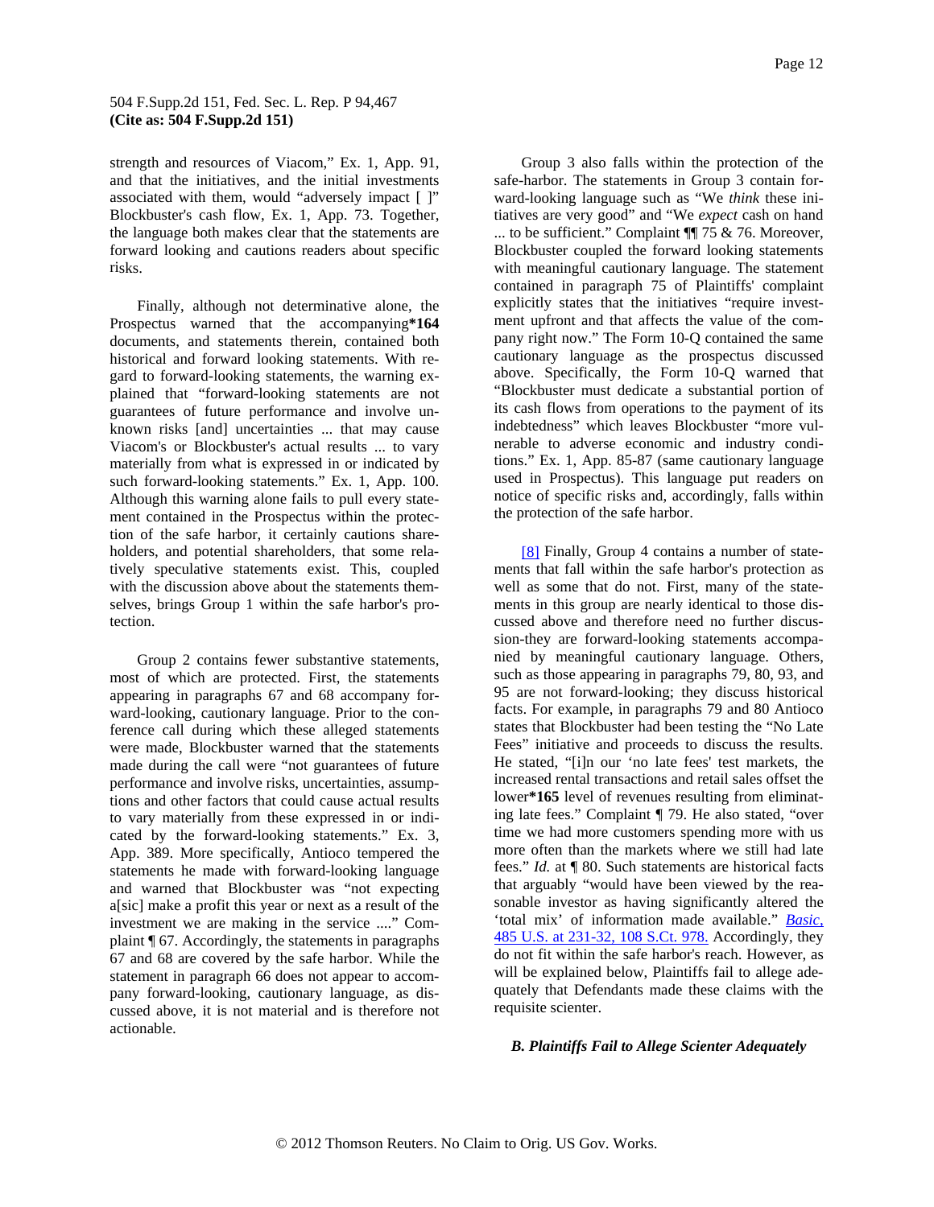strength and resources of Viacom," Ex. 1, App. 91, and that the initiatives, and the initial investments associated with them, would "adversely impact [ ]" Blockbuster's cash flow, Ex. 1, App. 73. Together, the language both makes clear that the statements are forward looking and cautions readers about specific risks.

Finally, although not determinative alone, the Prospectus warned that the accompanying**\*164** documents, and statements therein, contained both historical and forward looking statements. With regard to forward-looking statements, the warning explained that "forward-looking statements are not guarantees of future performance and involve unknown risks [and] uncertainties ... that may cause Viacom's or Blockbuster's actual results ... to vary materially from what is expressed in or indicated by such forward-looking statements." Ex. 1, App. 100. Although this warning alone fails to pull every statement contained in the Prospectus within the protection of the safe harbor, it certainly cautions shareholders, and potential shareholders, that some relatively speculative statements exist. This, coupled with the discussion above about the statements themselves, brings Group 1 within the safe harbor's protection.

Group 2 contains fewer substantive statements, most of which are protected. First, the statements appearing in paragraphs 67 and 68 accompany forward-looking, cautionary language. Prior to the conference call during which these alleged statements were made, Blockbuster warned that the statements made during the call were "not guarantees of future performance and involve risks, uncertainties, assumptions and other factors that could cause actual results to vary materially from these expressed in or indicated by the forward-looking statements." Ex. 3, App. 389. More specifically, Antioco tempered the statements he made with forward-looking language and warned that Blockbuster was "not expecting a[sic] make a profit this year or next as a result of the investment we are making in the service ...." Complaint ¶ 67. Accordingly, the statements in paragraphs 67 and 68 are covered by the safe harbor. While the statement in paragraph 66 does not appear to accompany forward-looking, cautionary language, as discussed above, it is not material and is therefore not actionable.

Group 3 also falls within the protection of the safe-harbor. The statements in Group 3 contain forward-looking language such as "We *think* these initiatives are very good" and "We *expect* cash on hand ... to be sufficient." Complaint ¶¶ 75 & 76. Moreover, Blockbuster coupled the forward looking statements with meaningful cautionary language. The statement contained in paragraph 75 of Plaintiffs' complaint explicitly states that the initiatives "require investment upfront and that affects the value of the company right now." The Form 10-Q contained the same cautionary language as the prospectus discussed above. Specifically, the Form 10-Q warned that "Blockbuster must dedicate a substantial portion of its cash flows from operations to the payment of its indebtedness" which leaves Blockbuster "more vulnerable to adverse economic and industry conditions." Ex. 1, App. 85-87 (same cautionary language used in Prospectus). This language put readers on notice of specific risks and, accordingly, falls within the protection of the safe harbor.

[8] Finally, Group 4 contains a number of statements that fall within the safe harbor's protection as well as some that do not. First, many of the statements in this group are nearly identical to those discussed above and therefore need no further discussion-they are forward-looking statements accompanied by meaningful cautionary language. Others, such as those appearing in paragraphs 79, 80, 93, and 95 are not forward-looking; they discuss historical facts. For example, in paragraphs 79 and 80 Antioco states that Blockbuster had been testing the "No Late Fees" initiative and proceeds to discuss the results. He stated, "[i]n our 'no late fees' test markets, the increased rental transactions and retail sales offset the lower**\*165** level of revenues resulting from eliminating late fees." Complaint ¶ 79. He also stated, "over time we had more customers spending more with us more often than the markets where we still had late fees." *Id.* at ¶ 80. Such statements are historical facts that arguably "would have been viewed by the reasonable investor as having significantly altered the 'total mix' of information made available." *Basic*, 485 U.S. at 231-32, 108 S.Ct. 978. Accordingly, they do not fit within the safe harbor's reach. However, as will be explained below, Plaintiffs fail to allege adequately that Defendants made these claims with the requisite scienter.

***B. Plaintiffs Fail to Allege Scienter Adequately***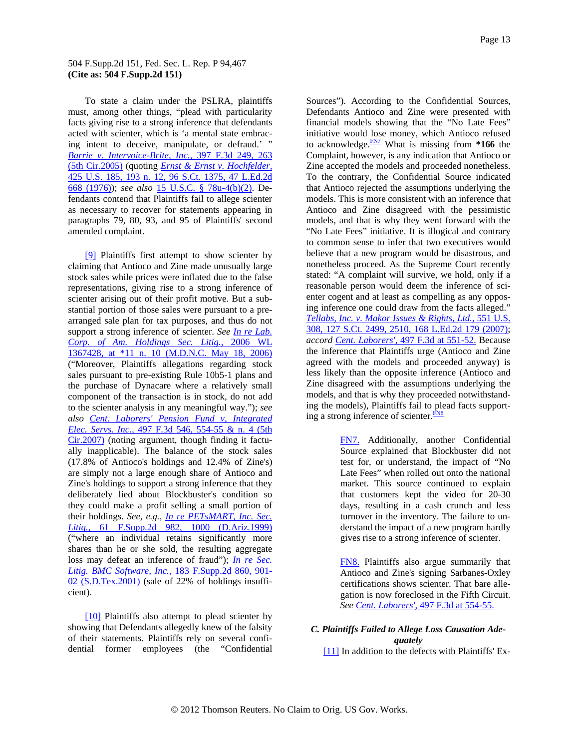To state a claim under the PSLRA, plaintiffs must, among other things, "plead with particularity facts giving rise to a strong inference that defendants acted with scienter, which is 'a mental state embracing intent to deceive, manipulate, or defraud.' " *Barrie v. Intervoice-Brite, Inc.*, 397 F.3d 249, 263 (5th Cir.2005) (quoting *Ernst & Ernst v. Hochfelder*, 425 U.S. 185, 193 n. 12, 96 S.Ct. 1375, 47 L.Ed.2d 668 (1976)); *see also* 15 U.S.C. § 78u-4(b)(2). Defendants contend that Plaintiffs fail to allege scienter as necessary to recover for statements appearing in paragraphs 79, 80, 93, and 95 of Plaintiffs' second amended complaint.

[9] Plaintiffs first attempt to show scienter by claiming that Antioco and Zine made unusually large stock sales while prices were inflated due to the false representations, giving rise to a strong inference of scienter arising out of their profit motive. But a substantial portion of those sales were pursuant to a pre-arranged sale plan for tax purposes, and thus do not support a strong inference of scienter. *See In re Lab. Corp. of Am. Holdings Sec. Litig.*, 2006 WL 1367428, at *11 n. 10 (M.D.N.C. May 18, 2006) ("Moreover, Plaintiffs allegations regarding stock sales pursuant to pre-existing Rule 10b5-1 plans and the purchase of Dynacare where a relatively small component of the transaction is in stock, do not add to the scienter analysis in any meaningful way."); *see also Cent. Laborers' Pension Fund v. Integrated Elec. Servs. Inc.*, 497 F.3d 546, 554-55 & n. 4 (5th Cir.2007) (noting argument, though finding it factually inapplicable). The balance of the stock sales (17.8% of Antioco's holdings and 12.4% of Zine's) are simply not a large enough share of Antioco and Zine's holdings to support a strong inference that they deliberately lied about Blockbuster's condition so they could make a profit selling a small portion of their holdings. *See, e.g., In re PETsMART, Inc. Sec. Litig.*, 61 F.Supp.2d 982, 1000 (D.Ariz.1999) ("where an individual retains significantly more shares than he or she sold, the resulting aggregate loss may defeat an inference of fraud"); *In re Sec. Litig. BMC Software, Inc.*, 183 F.Supp.2d 860, 901-02 (S.D.Tex.2001) (sale of 22% of holdings insufficient).

[10] Plaintiffs also attempt to plead scienter by showing that Defendants allegedly knew of the falsity of their statements. Plaintiffs rely on several confidential former employees (the "Confidential Sources"). According to the Confidential Sources, Defendants Antioco and Zine were presented with financial models showing that the "No Late Fees" initiative would lose money, which Antioco refused to acknowledge.[FN7] What is missing from **\*166** the Complaint, however, is any indication that Antioco or Zine accepted the models and proceeded nonetheless. To the contrary, the Confidential Source indicated that Antioco rejected the assumptions underlying the models. This is more consistent with an inference that Antioco and Zine disagreed with the pessimistic models, and that is why they went forward with the "No Late Fees" initiative. It is illogical and contrary to common sense to infer that two executives would believe that a new program would be disastrous, and nonetheless proceed. As the Supreme Court recently stated: "A complaint will survive, we hold, only if a reasonable person would deem the inference of scienter cogent and at least as compelling as any opposing inference one could draw from the facts alleged." *Tellabs, Inc. v. Makor Issues & Rights, Ltd.*, 551 U.S. 308, 127 S.Ct. 2499, 2510, 168 L.Ed.2d 179 (2007); *accord Cent. Laborers'*, 497 F.3d at 551-52. Because the inference that Plaintiffs urge (Antioco and Zine agreed with the models and proceeded anyway) is less likely than the opposite inference (Antioco and Zine disagreed with the assumptions underlying the models, and that is why they proceeded notwithstanding the models), Plaintiffs fail to plead facts supporting a strong inference of scienter.[FN8]

FN7. Additionally, another Confidential Source explained that Blockbuster did not test for, or understand, the impact of "No Late Fees" when rolled out onto the national market. This source continued to explain that customers kept the video for 20-30 days, resulting in a cash crunch and less turnover in the inventory. The failure to understand the impact of a new program hardly gives rise to a strong inference of scienter.

FN8. Plaintiffs also argue summarily that Antioco and Zine's signing Sarbanes-Oxley certifications shows scienter. That bare allegation is now foreclosed in the Fifth Circuit. *See Cent. Laborers'*, 497 F.3d at 554-55.

### *C. Plaintiffs Failed to Allege Loss Causation Adequately*

[11] In addition to the defects with Plaintiffs' Ex-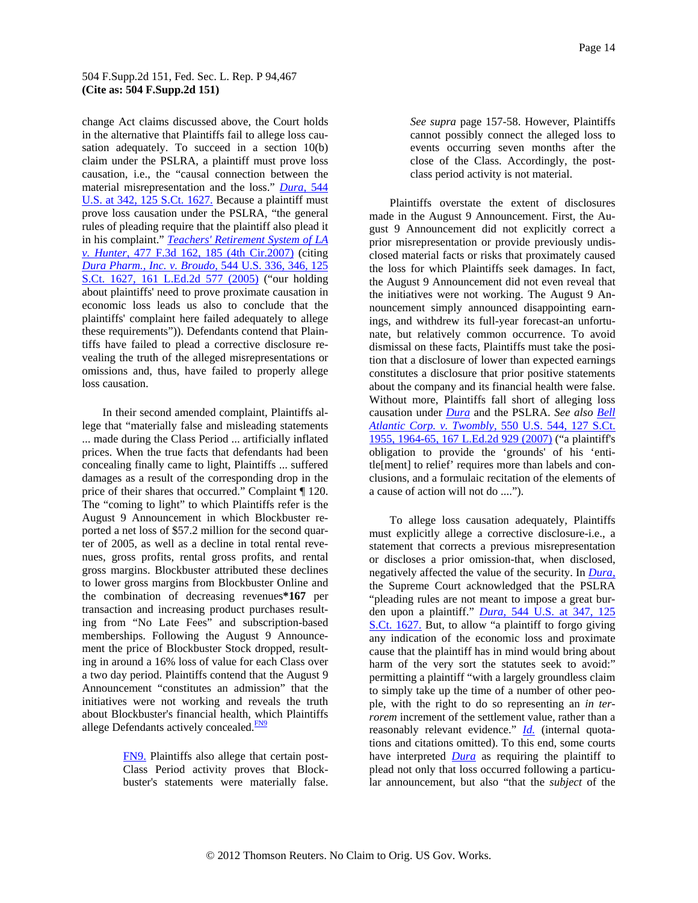change Act claims discussed above, the Court holds in the alternative that Plaintiffs fail to allege loss causation adequately. To succeed in a section 10(b) claim under the PSLRA, a plaintiff must prove loss causation, i.e., the "causal connection between the material misrepresentation and the loss." *Dura,* 544 U.S. at 342, 125 S.Ct. 1627. Because a plaintiff must prove loss causation under the PSLRA, "the general rules of pleading require that the plaintiff also plead it in his complaint." *Teachers' Retirement System of LA v. Hunter,* 477 F.3d 162, 185 (4th Cir.2007) (citing *Dura Pharm., Inc. v. Broudo,* 544 U.S. 336, 346, 125 S.Ct. 1627, 161 L.Ed.2d 577 (2005) ("our holding about plaintiffs' need to prove proximate causation in economic loss leads us also to conclude that the plaintiffs' complaint here failed adequately to allege these requirements")). Defendants contend that Plaintiffs have failed to plead a corrective disclosure revealing the truth of the alleged misrepresentations or omissions and, thus, have failed to properly allege loss causation.

In their second amended complaint, Plaintiffs allege that "materially false and misleading statements ... made during the Class Period ... artificially inflated prices. When the true facts that defendants had been concealing finally came to light, Plaintiffs ... suffered damages as a result of the corresponding drop in the price of their shares that occurred." Complaint ¶ 120. The "coming to light" to which Plaintiffs refer is the August 9 Announcement in which Blockbuster reported a net loss of $57.2 million for the second quarter of 2005, as well as a decline in total rental revenues, gross profits, rental gross profits, and rental gross margins. Blockbuster attributed these declines to lower gross margins from Blockbuster Online and the combination of decreasing revenues**\*167** per transaction and increasing product purchases resulting from "No Late Fees" and subscription-based memberships. Following the August 9 Announcement the price of Blockbuster Stock dropped, resulting in around a 16% loss of value for each Class over a two day period. Plaintiffs contend that the August 9 Announcement "constitutes an admission" that the initiatives were not working and reveals the truth about Blockbuster's financial health, which Plaintiffs allege Defendants actively concealed.[FN9]

> FN9. Plaintiffs also allege that certain post-Class Period activity proves that Blockbuster's statements were materially false. *See supra* page 157-58. However, Plaintiffs cannot possibly connect the alleged loss to events occurring seven months after the close of the Class. Accordingly, the post-class period activity is not material.

Plaintiffs overstate the extent of disclosures made in the August 9 Announcement. First, the August 9 Announcement did not explicitly correct a prior misrepresentation or provide previously undisclosed material facts or risks that proximately caused the loss for which Plaintiffs seek damages. In fact, the August 9 Announcement did not even reveal that the initiatives were not working. The August 9 Announcement simply announced disappointing earnings, and withdrew its full-year forecast-an unfortunate, but relatively common occurrence. To avoid dismissal on these facts, Plaintiffs must take the position that a disclosure of lower than expected earnings constitutes a disclosure that prior positive statements about the company and its financial health were false. Without more, Plaintiffs fall short of alleging loss causation under *Dura* and the PSLRA. *See also Bell Atlantic Corp. v. Twombly,* 550 U.S. 544, 127 S.Ct. 1955, 1964-65, 167 L.Ed.2d 929 (2007) ("a plaintiff's obligation to provide the 'grounds' of his 'entitle[ment] to relief' requires more than labels and conclusions, and a formulaic recitation of the elements of a cause of action will not do ....").

To allege loss causation adequately, Plaintiffs must explicitly allege a corrective disclosure-i.e., a statement that corrects a previous misrepresentation or discloses a prior omission-that, when disclosed, negatively affected the value of the security. In *Dura,* the Supreme Court acknowledged that the PSLRA "pleading rules are not meant to impose a great burden upon a plaintiff." *Dura,* 544 U.S. at 347, 125 S.Ct. 1627. But, to allow "a plaintiff to forgo giving any indication of the economic loss and proximate cause that the plaintiff has in mind would bring about harm of the very sort the statutes seek to avoid:" permitting a plaintiff "with a largely groundless claim to simply take up the time of a number of other people, with the right to do so representing an *in terrorem* increment of the settlement value, rather than a reasonably relevant evidence." *Id.* (internal quotations and citations omitted). To this end, some courts have interpreted *Dura* as requiring the plaintiff to plead not only that loss occurred following a particular announcement, but also "that the *subject* of the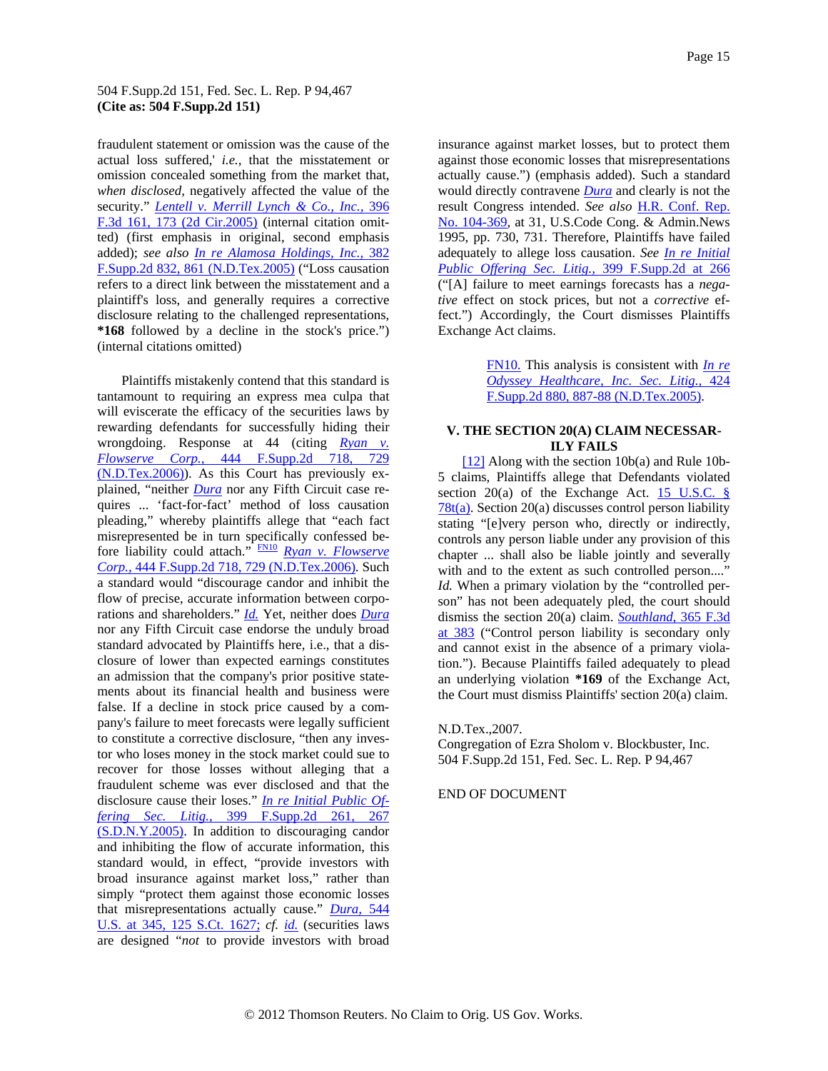fraudulent statement or omission was the cause of the actual loss suffered,' *i.e.,* that the misstatement or omission concealed something from the market that, *when disclosed,* negatively affected the value of the security." *Lentell v. Merrill Lynch & Co., Inc.,* 396 F.3d 161, 173 (2d Cir.2005) (internal citation omitted) (first emphasis in original, second emphasis added); *see also In re Alamosa Holdings, Inc.,* 382 F.Supp.2d 832, 861 (N.D.Tex.2005) ("Loss causation refers to a direct link between the misstatement and a plaintiff's loss, and generally requires a corrective disclosure relating to the challenged representations, **\*168** followed by a decline in the stock's price.") (internal citations omitted)

Plaintiffs mistakenly contend that this standard is tantamount to requiring an express mea culpa that will eviscerate the efficacy of the securities laws by rewarding defendants for successfully hiding their wrongdoing. Response at 44 (citing *Ryan v. Flowserve Corp.,* 444 F.Supp.2d 718, 729 (N.D.Tex.2006)). As this Court has previously explained, "neither *Dura* nor any Fifth Circuit case requires ... 'fact-for-fact' method of loss causation pleading," whereby plaintiffs allege that "each fact misrepresented be in turn specifically confessed before liability could attach." [FN10] *Ryan v. Flowserve Corp.,* 444 F.Supp.2d 718, 729 (N.D.Tex.2006). Such a standard would "discourage candor and inhibit the flow of precise, accurate information between corporations and shareholders." *Id.* Yet, neither does *Dura* nor any Fifth Circuit case endorse the unduly broad standard advocated by Plaintiffs here, i.e., that a disclosure of lower than expected earnings constitutes an admission that the company's prior positive statements about its financial health and business were false. If a decline in stock price caused by a company's failure to meet forecasts were legally sufficient to constitute a corrective disclosure, "then any investor who loses money in the stock market could sue to recover for those losses without alleging that a fraudulent scheme was ever disclosed and that the disclosure cause their loses." *In re Initial Public Offering Sec. Litig.,* 399 F.Supp.2d 261, 267 (S.D.N.Y.2005). In addition to discouraging candor and inhibiting the flow of accurate information, this standard would, in effect, "provide investors with broad insurance against market loss," rather than simply "protect them against those economic losses that misrepresentations actually cause." *Dura,* 544 U.S. at 345, 125 S.Ct. 1627; *cf. id.* (securities laws are designed "*not* to provide investors with broad insurance against market losses, but to protect them against those economic losses that misrepresentations actually cause.") (emphasis added). Such a standard would directly contravene *Dura* and clearly is not the result Congress intended. *See also* H.R. Conf. Rep. No. 104-369, at 31, U.S.Code Cong. & Admin.News 1995, pp. 730, 731. Therefore, Plaintiffs have failed adequately to allege loss causation. *See In re Initial Public Offering Sec. Litig.,* 399 F.Supp.2d at 266 ("[A] failure to meet earnings forecasts has a *negative* effect on stock prices, but not a *corrective* effect.") Accordingly, the Court dismisses Plaintiffs Exchange Act claims.

FN10. This analysis is consistent with *In re Odyssey Healthcare, Inc. Sec. Litig.,* 424 F.Supp.2d 880, 887-88 (N.D.Tex.2005).

## V. THE SECTION 20(A) CLAIM NECESSARILY FAILS

[12] Along with the section 10b(a) and Rule 10b-5 claims, Plaintiffs allege that Defendants violated section 20(a) of the Exchange Act. 15 U.S.C. § 78t(a). Section 20(a) discusses control person liability stating "[e]very person who, directly or indirectly, controls any person liable under any provision of this chapter ... shall also be liable jointly and severally with and to the extent as such controlled person...." *Id.* When a primary violation by the "controlled person" has not been adequately pled, the court should dismiss the section 20(a) claim. *Southland,* 365 F.3d at 383 ("Control person liability is secondary only and cannot exist in the absence of a primary violation."). Because Plaintiffs failed adequately to plead an underlying violation **\*169** of the Exchange Act, the Court must dismiss Plaintiffs' section 20(a) claim.

N.D.Tex.,2007.
Congregation of Ezra Sholom v. Blockbuster, Inc.
504 F.Supp.2d 151, Fed. Sec. L. Rep. P 94,467

END OF DOCUMENT